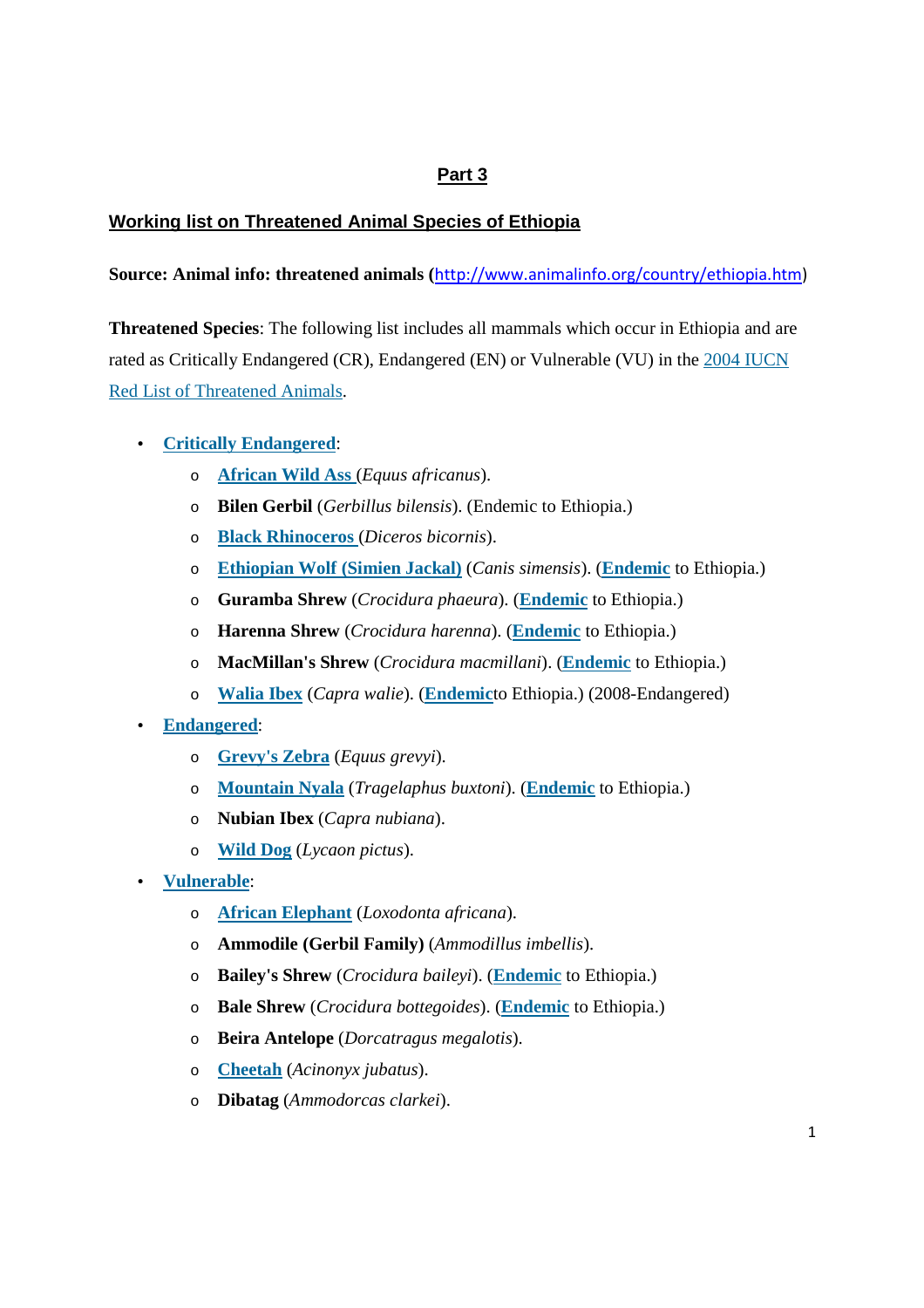## Part 3

### Working list on Threatened Animal Species of Ethiopia

**Source: Animal info: threatened animals (**http://www.animalinfo.org/country/ethiopia.htm)

**Threatened Species**: The following list includes all mammals which occur in Ethiopia and are rated as Critically Endangered (CR), Endangered (EN) or Vulnerable (VU) in the 2004 IUCN Red List of Threatened Animals.

- **Critically Endangered**:
  - **African Wild Ass** (*Equus africanus*).
  - **Bilen Gerbil** (*Gerbillus bilensis*). (Endemic to Ethiopia.)
  - **Black Rhinoceros** (*Diceros bicornis*).
  - **Ethiopian Wolf (Simien Jackal)** (*Canis simensis*). (**Endemic** to Ethiopia.)
  - **Guramba Shrew** (*Crocidura phaeura*). (**Endemic** to Ethiopia.)
  - **Harenna Shrew** (*Crocidura harenna*). (**Endemic** to Ethiopia.)
  - **MacMillan's Shrew** (*Crocidura macmillani*). (**Endemic** to Ethiopia.)
  - **Walia Ibex** (*Capra walie*). (**Endemic**to Ethiopia.) (2008-Endangered)
- **Endangered**:
  - **Grevy's Zebra** (*Equus grevyi*).
  - **Mountain Nyala** (*Tragelaphus buxtoni*). (**Endemic** to Ethiopia.)
  - **Nubian Ibex** (*Capra nubiana*).
  - **Wild Dog** (*Lycaon pictus*).
- **Vulnerable**:
  - **African Elephant** (*Loxodonta africana*).
  - **Ammodile (Gerbil Family)** (*Ammodillus imbellis*).
  - **Bailey's Shrew** (*Crocidura baileyi*). (**Endemic** to Ethiopia.)
  - **Bale Shrew** (*Crocidura bottegoides*). (**Endemic** to Ethiopia.)
  - **Beira Antelope** (*Dorcatragus megalotis*).
  - **Cheetah** (*Acinonyx jubatus*).
  - **Dibatag** (*Ammodorcas clarkei*).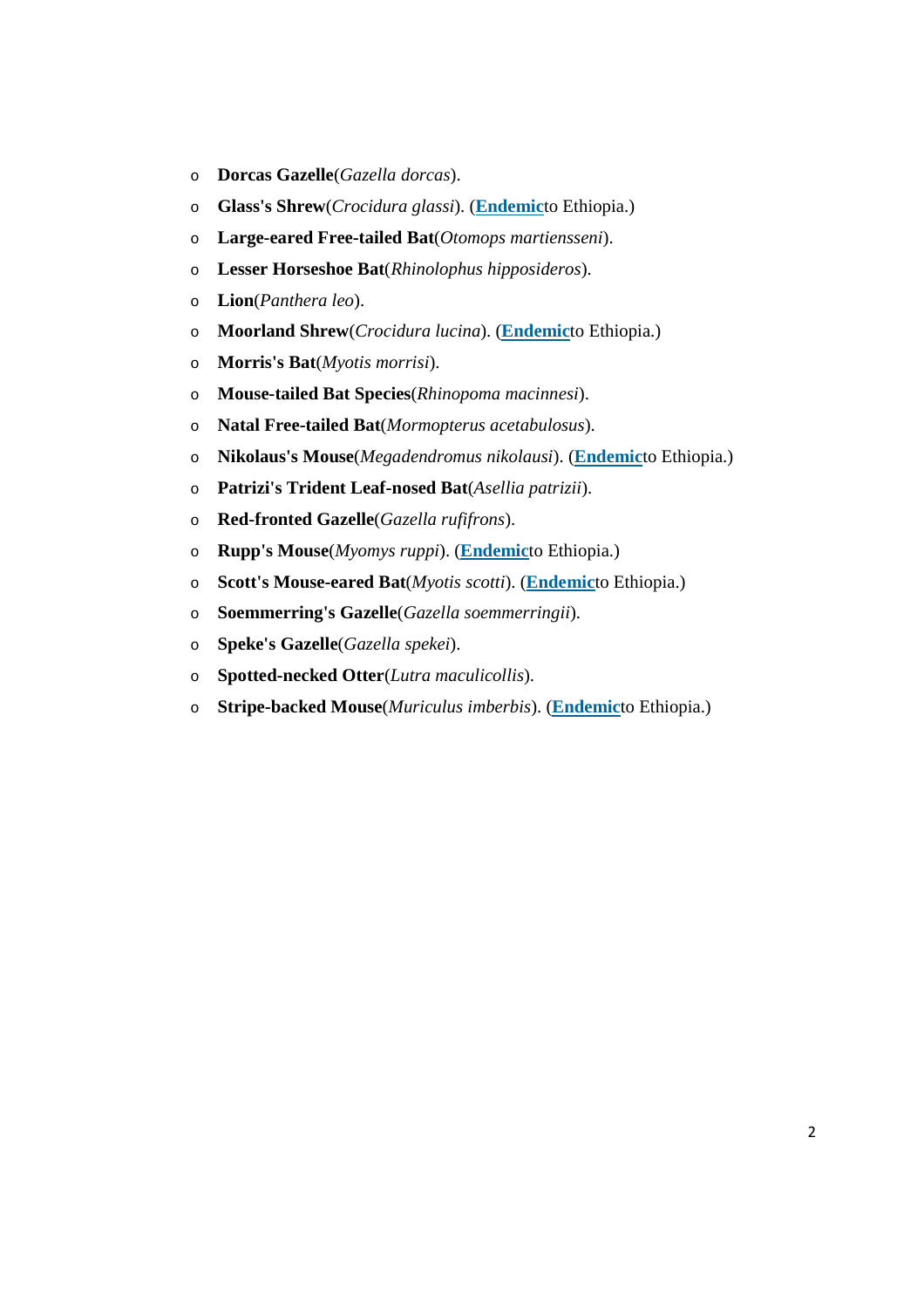- **Dorcas Gazelle**(*Gazella dorcas*).
- **Glass's Shrew**(*Crocidura glassi*). (**Endemic**to Ethiopia.)
- **Large-eared Free-tailed Bat**(*Otomops martiensseni*).
- **Lesser Horseshoe Bat**(*Rhinolophus hipposideros*).
- **Lion**(*Panthera leo*).
- **Moorland Shrew**(*Crocidura lucina*). (**Endemic**to Ethiopia.)
- **Morris's Bat**(*Myotis morrisi*).
- **Mouse-tailed Bat Species**(*Rhinopoma macinnesi*).
- **Natal Free-tailed Bat**(*Mormopterus acetabulosus*).
- **Nikolaus's Mouse**(*Megadendromus nikolausi*). (**Endemic**to Ethiopia.)
- **Patrizi's Trident Leaf-nosed Bat**(*Asellia patrizii*).
- **Red-fronted Gazelle**(*Gazella rufifrons*).
- **Rupp's Mouse**(*Myomys ruppi*). (**Endemic**to Ethiopia.)
- **Scott's Mouse-eared Bat**(*Myotis scotti*). (**Endemic**to Ethiopia.)
- **Soemmerring's Gazelle**(*Gazella soemmerringii*).
- **Speke's Gazelle**(*Gazella spekei*).
- **Spotted-necked Otter**(*Lutra maculicollis*).
- **Stripe-backed Mouse**(*Muriculus imberbis*). (**Endemic**to Ethiopia.)